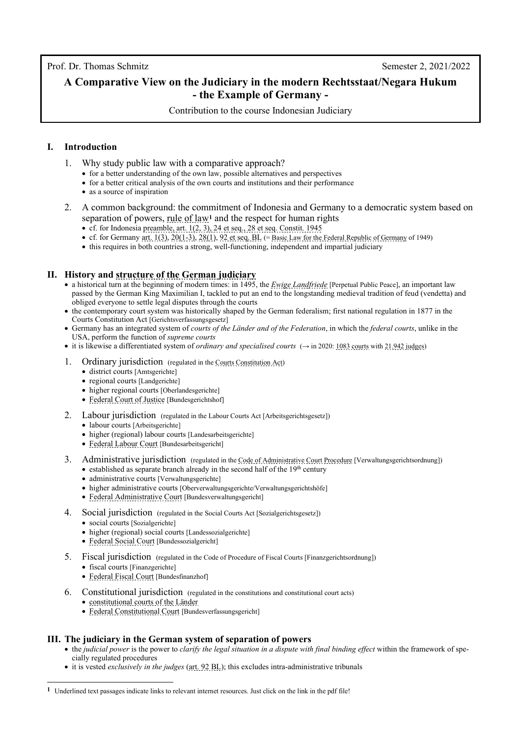Prof. Dr. Thomas Schmitz Semester 2, 2021/2022

# A Comparative View on the Judiciary in the modern Rechtsstaat/Negara Hukum - the Example of Germany -

Contribution to the course Indonesian Judiciary

## I. Introduction

1. Why study public law with a comparative approach?
   - for a better understanding of the own law, possible alternatives and perspectives
   - for a better critical analysis of the own courts and institutions and their performance
   - as a source of inspiration

2. A common background: the commitment of Indonesia and Germany to a democratic system based on separation of powers, rule of law[1] and the respect for human rights
   - cf. for Indonesia preamble, art. 1(2, 3), 24 et seq., 28 et seq. Constit. 1945
   - cf. for Germany art. 1(3), 20(1-3), 28(1), 92 et seq. BL (= Basic Law for the Federal Republic of Germany of 1949)
   - this requires in both countries a strong, well-functioning, independent and impartial judiciary

## II. History and structure of the German judiciary

- a historical turn at the beginning of modern times: in 1495, the *Ewige Landfriede* [Perpetual Public Peace], an important law passed by the German King Maximilian I, tackled to put an end to the longstanding medieval tradition of feud (vendetta) and obliged everyone to settle legal disputes through the courts
- the contemporary court system was historically shaped by the German federalism; first national regulation in 1877 in the Courts Constitution Act [Gerichtsverfassungsgesetz]
- Germany has an integrated system of *courts of the Länder and of the Federation*, in which the *federal courts*, unlike in the USA, perform the function of *supreme courts*
- it is likewise a differentiated system of *ordinary and specialised courts* (→ in 2020: 1083 courts with 21.942 judges)

1. Ordinary jurisdiction (regulated in the Courts Constitution Act)
   - district courts [Amtsgerichte]
   - regional courts [Landgerichte]
   - higher regional courts [Oberlandesgerichte]
   - Federal Court of Justice [Bundesgerichtshof]

2. Labour jurisdiction (regulated in the Labour Courts Act [Arbeitsgerichtsgesetz])
   - labour courts [Arbeitsgerichte]
   - higher (regional) labour courts [Landesarbeitsgerichte]
   - Federal Labour Court [Bundesarbeitsgericht]

3. Administrative jurisdiction (regulated in the Code of Administrative Court Procedure [Verwaltungsgerichtsordnung])
   - established as separate branch already in the second half of the 19th century
   - administrative courts [Verwaltungsgerichte]
   - higher administrative courts [Oberverwaltungsgerichte/Verwaltungsgerichtshöfe]
   - Federal Administrative Court [Bundesverwaltungsgericht]

4. Social jurisdiction (regulated in the Social Courts Act [Sozialgerichtsgesetz])
   - social courts [Sozialgerichte]
   - higher (regional) social courts [Landessozialgerichte]
   - Federal Social Court [Bundessozialgericht]

5. Fiscal jurisdiction (regulated in the Code of Procedure of Fiscal Courts [Finanzgerichtsordnung])
   - fiscal courts [Finanzgerichte]
   - Federal Fiscal Court [Bundesfinanzhof]

6. Constitutional jurisdiction (regulated in the constitutions and constitutional court acts)
   - constitutional courts of the Länder
   - Federal Constitutional Court [Bundesverfassungsgericht]

## III. The judiciary in the German system of separation of powers

- the *judicial power* is the power to *clarify the legal situation in a dispute with final binding effect* within the framework of specially regulated procedures
- it is vested *exclusively in the judges* (art. 92 BL); this excludes intra-administrative tribunals

[1] Underlined text passages indicate links to relevant internet resources. Just click on the link in the pdf file!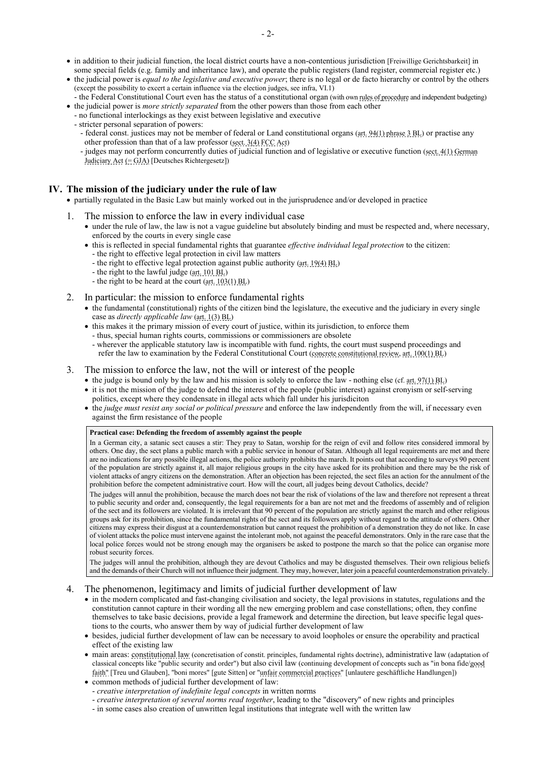- in addition to their judicial function, the local district courts have a non-contentious jurisdiction [Freiwillige Gerichtsbarkeit] in some special fields (e.g. family and inheritance law), and operate the public registers (land register, commercial register etc.)
- the judicial power is *equal to the legislative and executive power*; there is no legal or de facto hierarchy or control by the others (except the possibility to excert a certain influence via the election judges, see infra, VI.1)
  - the Federal Constitutional Court even has the status of a constitutional organ (with own rules of procedure and independent budgeting)
- the judicial power is *more strictly separated* from the other powers than those from each other
  - no functional interlockings as they exist between legislative and executive
  - stricter personal separation of powers:
    - federal const. justices may not be member of federal or Land constitutional organs (art. 94(1) phrase 3 BL) or practise any other profession than that of a law professor (sect. 3(4) FCC Act)
    - judges may not perform concurrently duties of judicial function and of legislative or executive function (sect. 4(1) German Judiciary Act (= GJA) [Deutsches Richtergesetz])

## IV. The mission of the judiciary under the rule of law

- partially regulated in the Basic Law but mainly worked out in the jurisprudence and/or developed in practice

### 1. The mission to enforce the law in every individual case

- under the rule of law, the law is not a vague guideline but absolutely binding and must be respected and, where necessary, enforced by the courts in every single case
- this is reflected in special fundamental rights that guarantee *effective individual legal protection* to the citizen:
  - the right to effective legal protection in civil law matters
  - the right to effective legal protection against public authority (art. 19(4) BL)
  - the right to the lawful judge (art. 101 BL)
  - the right to be heard at the court (art. 103(1) BL)

### 2. In particular: the mission to enforce fundamental rights

- the fundamental (constitutional) rights of the citizen bind the legislature, the executive and the judiciary in every single case as *directly applicable law* (art. 1(3) BL)
- this makes it the primary mission of every court of justice, within its jurisdiction, to enforce them
  - thus, special human rights courts, commissions or commissioners are obsolete
  - wherever the applicable statutory law is incompatible with fund. rights, the court must suspend proceedings and refer the law to examination by the Federal Constitutional Court (concrete constitutional review, art. 100(1) BL)

### 3. The mission to enforce the law, not the will or interest of the people

- the judge is bound only by the law and his mission is solely to enforce the law - nothing else (cf. art. 97(1) BL)
- it is not the mission of the judge to defend the interest of the people (public interest) against cronyism or self-serving politics, except where they condensate in illegal acts which fall under his jurisdiciton
- the *judge must resist any social or political pressure* and enforce the law independently from the will, if necessary even against the firm resistance of the people

> **Practical case: Defending the freedom of assembly against the people**
>
> In a German city, a satanic sect causes a stir: They pray to Satan, worship for the reign of evil and follow rites considered immoral by others. One day, the sect plans a public march with a public service in honour of Satan. Although all legal requirements are met and there are no indications for any possible illegal actions, the police authority prohibits the march. It points out that according to surveys 90 percent of the population are strictly against it, all major religious groups in the city have asked for its prohibition and there may be the risk of violent attacks of angry citizens on the demonstration. After an objection has been rejected, the sect files an action for the annulment of the prohibition before the competent administrative court. How will the court, all judges being devout Catholics, decide?
>
> The judges will annul the prohibition, because the march does not bear the risk of violations of the law and therefore not represent a threat to public security and order and, consequently, the legal requirements for a ban are not met and the freedoms of assembly and of religion of the sect and its followers are violated. It is irrelevant that 90 percent of the population are strictly against the march and other religious groups ask for its prohibition, since the fundamental rights of the sect and its followers apply without regard to the attitude of others. Other citizens may express their disgust at a counterdemonstration but cannot request the prohibition of a demonstration they do not like. In case of violent attacks the police must intervene against the intolerant mob, not against the peaceful demonstrators. Only in the rare case that the local police forces would not be strong enough may the organisers be asked to postpone the march so that the police can organise more robust security forces.
>
> The judges will annul the prohibition, although they are devout Catholics and may be disgusted themselves. Their own religious beliefs and the demands of their Church will not influence their judgment. They may, however, later join a peaceful counterdemonstration privately.

### 4. The phenomenon, legitimacy and limits of judicial further development of law

- in the modern complicated and fast-changing civilisation and society, the legal provisions in statutes, regulations and the constitution cannot capture in their wording all the new emerging problem and case constellations; often, they confine themselves to take basic decisions, provide a legal framework and determine the direction, but leave specific legal questions to the courts, who answer them by way of judicial further development of law
- besides, judicial further development of law can be necessary to avoid loopholes or ensure the operability and practical effect of the existing law
- main areas: constitutional law (concretisation of constit. principles, fundamental rights doctrine), administrative law (adaptation of classical concepts like "public security and order") but also civil law (continuing development of concepts such as "in bona fide/good faith" [Treu und Glauben], "boni mores" [gute Sitten] or "unfair commercial practices" [unlautere geschäftliche Handlungen])
- common methods of judicial further development of law:
  - *creative interpretation of indefinite legal concepts* in written norms
  - *creative interpretation of several norms read together*, leading to the "discovery" of new rights and principles
  - in some cases also creation of unwritten legal institutions that integrate well with the written law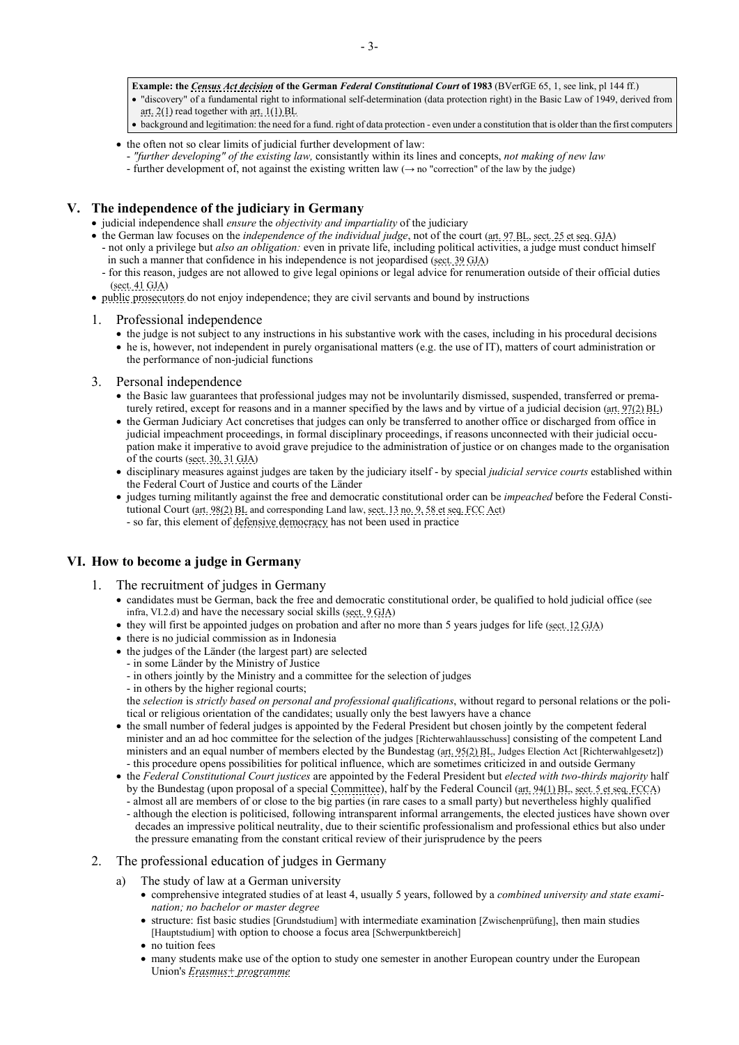**Example: the *Census Act decision* of the German *Federal Constitutional Court* of 1983** (BVerfGE 65, 1, see link, pl 144 ff.)

- "discovery" of a fundamental right to informational self-determination (data protection right) in the Basic Law of 1949, derived from art. 2(1) read together with art. 1(1) BL
- background and legitimation: the need for a fund. right of data protection - even under a constitution that is older than the first computers

- the often not so clear limits of judicial further development of law:
  - *"further developing" of the existing law,* consistantly within its lines and concepts, *not making of new law*
  - further development of, not against the existing written law (→ no "correction" of the law by the judge)

## V. The independence of the judiciary in Germany

- judicial independence shall *ensure* the *objectivity and impartiality* of the judiciary
- the German law focuses on the *independence of the individual judge*, not of the court (art. 97 BL, sect. 25 et seq. GJA)
  - not only a privilege but *also an obligation:* even in private life, including political activities, a judge must conduct himself in such a manner that confidence in his independence is not jeopardised (sect. 39 GJA)
  - for this reason, judges are not allowed to give legal opinions or legal advice for renumeration outside of their official duties (sect. 41 GJA)
- public prosecutors do not enjoy independence; they are civil servants and bound by instructions

### 1. Professional independence

- the judge is not subject to any instructions in his substantive work with the cases, including in his procedural decisions
- he is, however, not independent in purely organisational matters (e.g. the use of IT), matters of court administration or the performance of non-judicial functions

### 3. Personal independence

- the Basic law guarantees that professional judges may not be involuntarily dismissed, suspended, transferred or prematurely retired, except for reasons and in a manner specified by the laws and by virtue of a judicial decision (art. 97(2) BL)
- the German Judiciary Act concretises that judges can only be transferred to another office or discharged from office in judicial impeachment proceedings, in formal disciplinary proceedings, if reasons unconnected with their judicial occupation make it imperative to avoid grave prejudice to the administration of justice or on changes made to the organisation of the courts (sect. 30, 31 GJA)
- disciplinary measures against judges are taken by the judiciary itself - by special *judicial service courts* established within the Federal Court of Justice and courts of the Länder
- judges turning militantly against the free and democratic constitutional order can be *impeached* before the Federal Constitutional Court (art. 98(2) BL and corresponding Land law, sect. 13 no. 9, 58 et seq. FCC Act)
  - so far, this element of defensive democracy has not been used in practice

## VI. How to become a judge in Germany

### 1. The recruitment of judges in Germany

- candidates must be German, back the free and democratic constitutional order, be qualified to hold judicial office (see infra, VI.2.d) and have the necessary social skills (sect. 9 GJA)
- they will first be appointed judges on probation and after no more than 5 years judges for life (sect. 12 GJA)
- there is no judicial commission as in Indonesia
- the judges of the Länder (the largest part) are selected
  - in some Länder by the Ministry of Justice
  - in others jointly by the Ministry and a committee for the selection of judges
  - in others by the higher regional courts;

  the *selection* is *strictly based on personal and professional qualifications*, without regard to personal relations or the political or religious orientation of the candidates; usually only the best lawyers have a chance
- the small number of federal judges is appointed by the Federal President but chosen jointly by the competent federal minister and an ad hoc committee for the selection of the judges [Richterwahlausschuss] consisting of the competent Land ministers and an equal number of members elected by the Bundestag (art. 95(2) BL, Judges Election Act [Richterwahlgesetz])
  - this procedure opens possibilities for political influence, which are sometimes criticized in and outside Germany
- the *Federal Constitutional Court justices* are appointed by the Federal President but *elected with two-thirds majority* half by the Bundestag (upon proposal of a special Committee), half by the Federal Council (art. 94(1) BL, sect. 5 et seq. FCCA)
  - almost all are members of or close to the big parties (in rare cases to a small party) but nevertheless highly qualified
  - although the election is politicised, following intransparent informal arrangements, the elected justices have shown over decades an impressive political neutrality, due to their scientific professionalism and professional ethics but also under the pressure emanating from the constant critical review of their jurisprudence by the peers

### 2. The professional education of judges in Germany

#### a) The study of law at a German university

- comprehensive integrated studies of at least 4, usually 5 years, followed by a *combined university and state examination; no bachelor or master degree*
- structure: fist basic studies [Grundstudium] with intermediate examination [Zwischenprüfung], then main studies [Hauptstudium] with option to choose a focus area [Schwerpunktbereich]
- no tuition fees
- many students make use of the option to study one semester in another European country under the European Union's *Erasmus+ programme*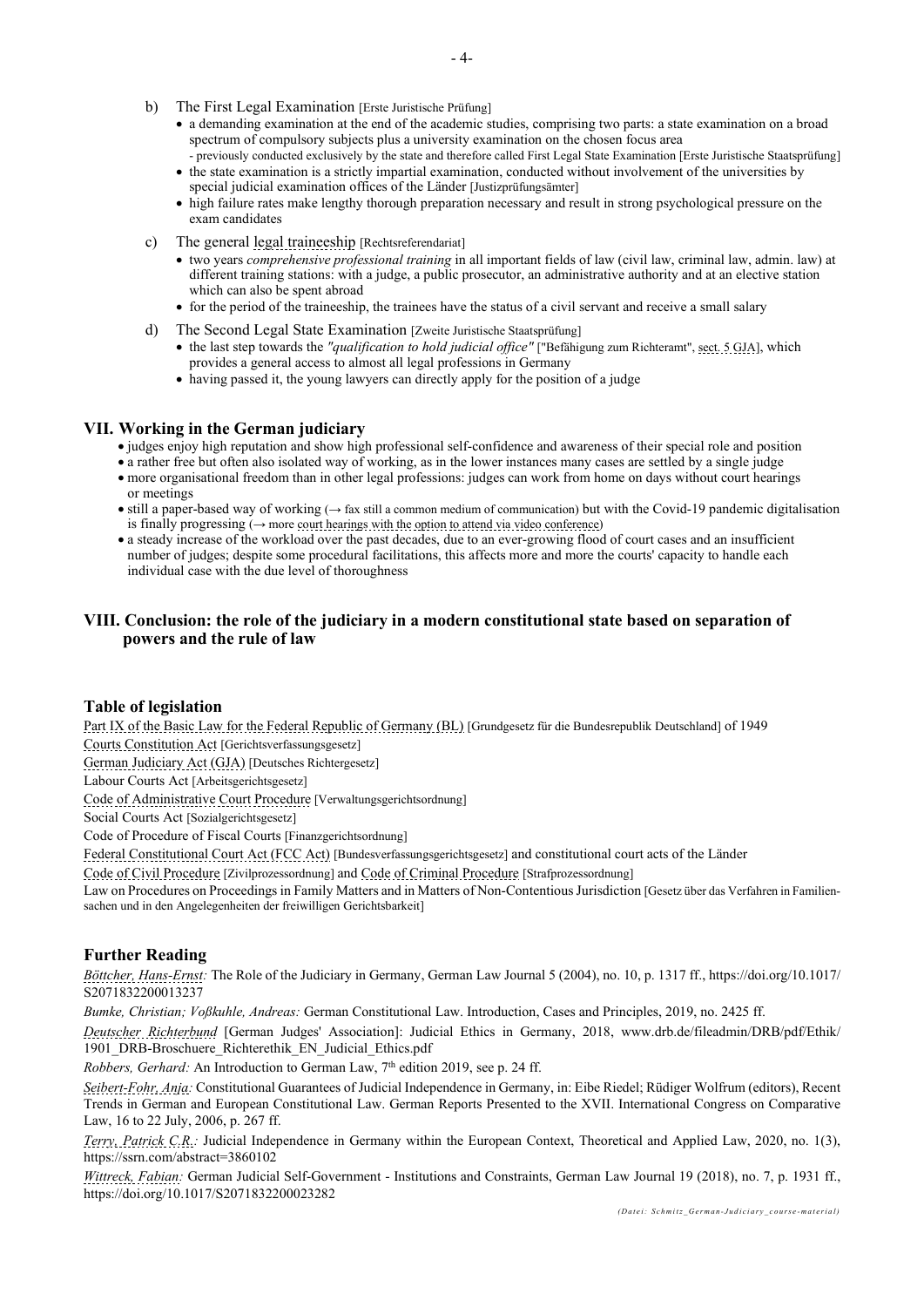b) The First Legal Examination [Erste Juristische Prüfung]

- a demanding examination at the end of the academic studies, comprising two parts: a state examination on a broad spectrum of compulsory subjects plus a university examination on the chosen focus area
  - previously conducted exclusively by the state and therefore called First Legal State Examination [Erste Juristische Staatsprüfung]
- the state examination is a strictly impartial examination, conducted without involvement of the universities by special judicial examination offices of the Länder [Justizprüfungsämter]
- high failure rates make lengthy thorough preparation necessary and result in strong psychological pressure on the exam candidates

c) The general legal traineeship [Rechtsreferendariat]

- two years *comprehensive professional training* in all important fields of law (civil law, criminal law, admin. law) at different training stations: with a judge, a public prosecutor, an administrative authority and at an elective station which can also be spent abroad
- for the period of the traineeship, the trainees have the status of a civil servant and receive a small salary

d) The Second Legal State Examination [Zweite Juristische Staatsprüfung]

- the last step towards the *"qualification to hold judicial office"* ["Befähigung zum Richteramt", sect. 5 GJA], which provides a general access to almost all legal professions in Germany
- having passed it, the young lawyers can directly apply for the position of a judge

## VII. Working in the German judiciary

- judges enjoy high reputation and show high professional self-confidence and awareness of their special role and position
- a rather free but often also isolated way of working, as in the lower instances many cases are settled by a single judge
- more organisational freedom than in other legal professions: judges can work from home on days without court hearings or meetings
- still a paper-based way of working (→ fax still a common medium of communication) but with the Covid-19 pandemic digitalisation is finally progressing (→ more court hearings with the option to attend via video conference)
- a steady increase of the workload over the past decades, due to an ever-growing flood of court cases and an insufficient number of judges; despite some procedural facilitations, this affects more and more the courts' capacity to handle each individual case with the due level of thoroughness

## VIII. Conclusion: the role of the judiciary in a modern constitutional state based on separation of powers and the rule of law

### Table of legislation

Part IX of the Basic Law for the Federal Republic of Germany (BL) [Grundgesetz für die Bundesrepublik Deutschland] of 1949

Courts Constitution Act [Gerichtsverfassungsgesetz]

German Judiciary Act (GJA) [Deutsches Richtergesetz]

Labour Courts Act [Arbeitsgerichtsgesetz]

Code of Administrative Court Procedure [Verwaltungsgerichtsordnung]

Social Courts Act [Sozialgerichtsgesetz]

Code of Procedure of Fiscal Courts [Finanzgerichtsordnung]

Federal Constitutional Court Act (FCC Act) [Bundesverfassungsgerichtsgesetz] and constitutional court acts of the Länder

Code of Civil Procedure [Zivilprozessordnung] and Code of Criminal Procedure [Strafprozessordnung]

Law on Procedures on Proceedings in Family Matters and in Matters of Non-Contentious Jurisdiction [Gesetz über das Verfahren in Familiensachen und in den Angelegenheiten der freiwilligen Gerichtsbarkeit]

### Further Reading

*Böttcher, Hans-Ernst:* The Role of the Judiciary in Germany, German Law Journal 5 (2004), no. 10, p. 1317 ff., https://doi.org/10.1017/S2071832200013237

*Bumke, Christian; Voßkuhle, Andreas:* German Constitutional Law. Introduction, Cases and Principles, 2019, no. 2425 ff.

*Deutscher Richterbund* [German Judges' Association]: Judicial Ethics in Germany, 2018, www.drb.de/fileadmin/DRB/pdf/Ethik/1901_DRB-Broschuere_Richterethik_EN_Judicial_Ethics.pdf

*Robbers, Gerhard:* An Introduction to German Law, 7th edition 2019, see p. 24 ff.

*Seibert-Fohr, Anja:* Constitutional Guarantees of Judicial Independence in Germany, in: Eibe Riedel; Rüdiger Wolfrum (editors), Recent Trends in German and European Constitutional Law. German Reports Presented to the XVII. International Congress on Comparative Law, 16 to 22 July, 2006, p. 267 ff.

*Terry, Patrick C.R.:* Judicial Independence in Germany within the European Context, Theoretical and Applied Law, 2020, no. 1(3), https://ssrn.com/abstract=3860102

*Wittreck, Fabian:* German Judicial Self-Government - Institutions and Constraints, German Law Journal 19 (2018), no. 7, p. 1931 ff., https://doi.org/10.1017/S2071832200023282

*(Datei: Schmitz_German-Judiciary_course-material)*